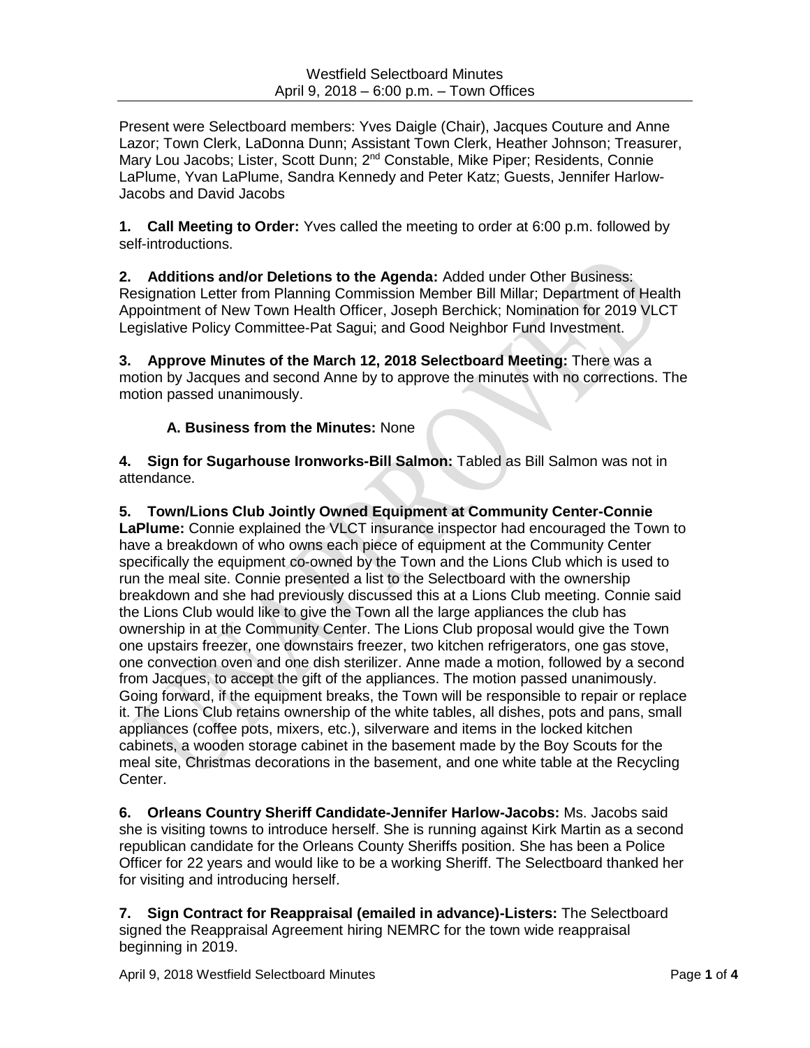Westfield Selectboard Minutes
April 9, 2018 – 6:00 p.m. – Town Offices

Present were Selectboard members: Yves Daigle (Chair), Jacques Couture and Anne Lazor; Town Clerk, LaDonna Dunn; Assistant Town Clerk, Heather Johnson; Treasurer, Mary Lou Jacobs; Lister, Scott Dunn; 2nd Constable, Mike Piper; Residents, Connie LaPlume, Yvan LaPlume, Sandra Kennedy and Peter Katz; Guests, Jennifer Harlow-Jacobs and David Jacobs

**1. Call Meeting to Order:** Yves called the meeting to order at 6:00 p.m. followed by self-introductions.

**2. Additions and/or Deletions to the Agenda:** Added under Other Business: Resignation Letter from Planning Commission Member Bill Millar; Department of Health Appointment of New Town Health Officer, Joseph Berchick; Nomination for 2019 VLCT Legislative Policy Committee-Pat Sagui; and Good Neighbor Fund Investment.

**3. Approve Minutes of the March 12, 2018 Selectboard Meeting:** There was a motion by Jacques and second Anne by to approve the minutes with no corrections. The motion passed unanimously.

**A. Business from the Minutes:** None

**4. Sign for Sugarhouse Ironworks-Bill Salmon:** Tabled as Bill Salmon was not in attendance.

**5. Town/Lions Club Jointly Owned Equipment at Community Center-Connie LaPlume:** Connie explained the VLCT insurance inspector had encouraged the Town to have a breakdown of who owns each piece of equipment at the Community Center specifically the equipment co-owned by the Town and the Lions Club which is used to run the meal site. Connie presented a list to the Selectboard with the ownership breakdown and she had previously discussed this at a Lions Club meeting. Connie said the Lions Club would like to give the Town all the large appliances the club has ownership in at the Community Center. The Lions Club proposal would give the Town one upstairs freezer, one downstairs freezer, two kitchen refrigerators, one gas stove, one convection oven and one dish sterilizer. Anne made a motion, followed by a second from Jacques, to accept the gift of the appliances. The motion passed unanimously. Going forward, if the equipment breaks, the Town will be responsible to repair or replace it. The Lions Club retains ownership of the white tables, all dishes, pots and pans, small appliances (coffee pots, mixers, etc.), silverware and items in the locked kitchen cabinets, a wooden storage cabinet in the basement made by the Boy Scouts for the meal site, Christmas decorations in the basement, and one white table at the Recycling Center.

**6. Orleans Country Sheriff Candidate-Jennifer Harlow-Jacobs:** Ms. Jacobs said she is visiting towns to introduce herself. She is running against Kirk Martin as a second republican candidate for the Orleans County Sheriffs position. She has been a Police Officer for 22 years and would like to be a working Sheriff. The Selectboard thanked her for visiting and introducing herself.

**7. Sign Contract for Reappraisal (emailed in advance)-Listers:** The Selectboard signed the Reappraisal Agreement hiring NEMRC for the town wide reappraisal beginning in 2019.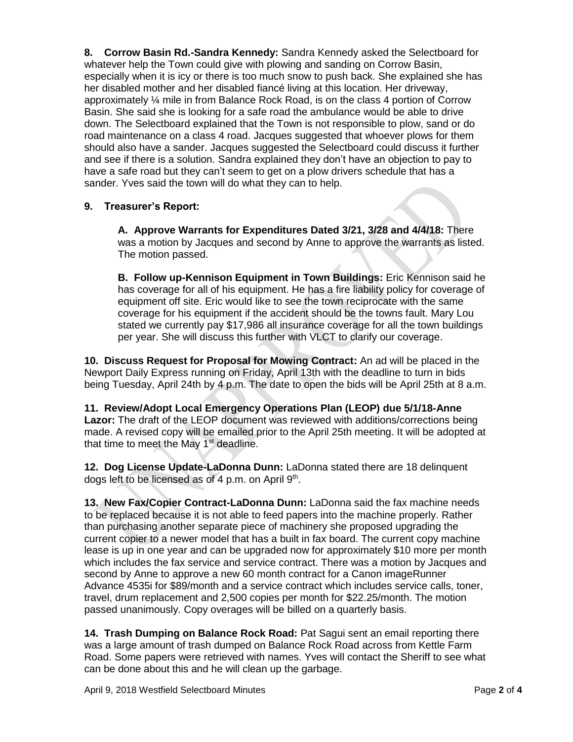**8. Corrow Basin Rd.-Sandra Kennedy:** Sandra Kennedy asked the Selectboard for whatever help the Town could give with plowing and sanding on Corrow Basin, especially when it is icy or there is too much snow to push back. She explained she has her disabled mother and her disabled fiancé living at this location. Her driveway, approximately ¼ mile in from Balance Rock Road, is on the class 4 portion of Corrow Basin. She said she is looking for a safe road the ambulance would be able to drive down. The Selectboard explained that the Town is not responsible to plow, sand or do road maintenance on a class 4 road. Jacques suggested that whoever plows for them should also have a sander. Jacques suggested the Selectboard could discuss it further and see if there is a solution. Sandra explained they don't have an objection to pay to have a safe road but they can't seem to get on a plow drivers schedule that has a sander. Yves said the town will do what they can to help.

**9. Treasurer's Report:**

**A. Approve Warrants for Expenditures Dated 3/21, 3/28 and 4/4/18:** There was a motion by Jacques and second by Anne to approve the warrants as listed. The motion passed.

**B. Follow up-Kennison Equipment in Town Buildings:** Eric Kennison said he has coverage for all of his equipment. He has a fire liability policy for coverage of equipment off site. Eric would like to see the town reciprocate with the same coverage for his equipment if the accident should be the towns fault. Mary Lou stated we currently pay $17,986 all insurance coverage for all the town buildings per year. She will discuss this further with VLCT to clarify our coverage.

**10. Discuss Request for Proposal for Mowing Contract:** An ad will be placed in the Newport Daily Express running on Friday, April 13th with the deadline to turn in bids being Tuesday, April 24th by 4 p.m. The date to open the bids will be April 25th at 8 a.m.

**11. Review/Adopt Local Emergency Operations Plan (LEOP) due 5/1/18-Anne Lazor:** The draft of the LEOP document was reviewed with additions/corrections being made. A revised copy will be emailed prior to the April 25th meeting. It will be adopted at that time to meet the May 1st deadline.

**12. Dog License Update-LaDonna Dunn:** LaDonna stated there are 18 delinquent dogs left to be licensed as of 4 p.m. on April 9th.

**13. New Fax/Copier Contract-LaDonna Dunn:** LaDonna said the fax machine needs to be replaced because it is not able to feed papers into the machine properly. Rather than purchasing another separate piece of machinery she proposed upgrading the current copier to a newer model that has a built in fax board. The current copy machine lease is up in one year and can be upgraded now for approximately $10 more per month which includes the fax service and service contract. There was a motion by Jacques and second by Anne to approve a new 60 month contract for a Canon imageRunner Advance 4535i for $89/month and a service contract which includes service calls, toner, travel, drum replacement and 2,500 copies per month for $22.25/month. The motion passed unanimously. Copy overages will be billed on a quarterly basis.

**14. Trash Dumping on Balance Rock Road:** Pat Sagui sent an email reporting there was a large amount of trash dumped on Balance Rock Road across from Kettle Farm Road. Some papers were retrieved with names. Yves will contact the Sheriff to see what can be done about this and he will clean up the garbage.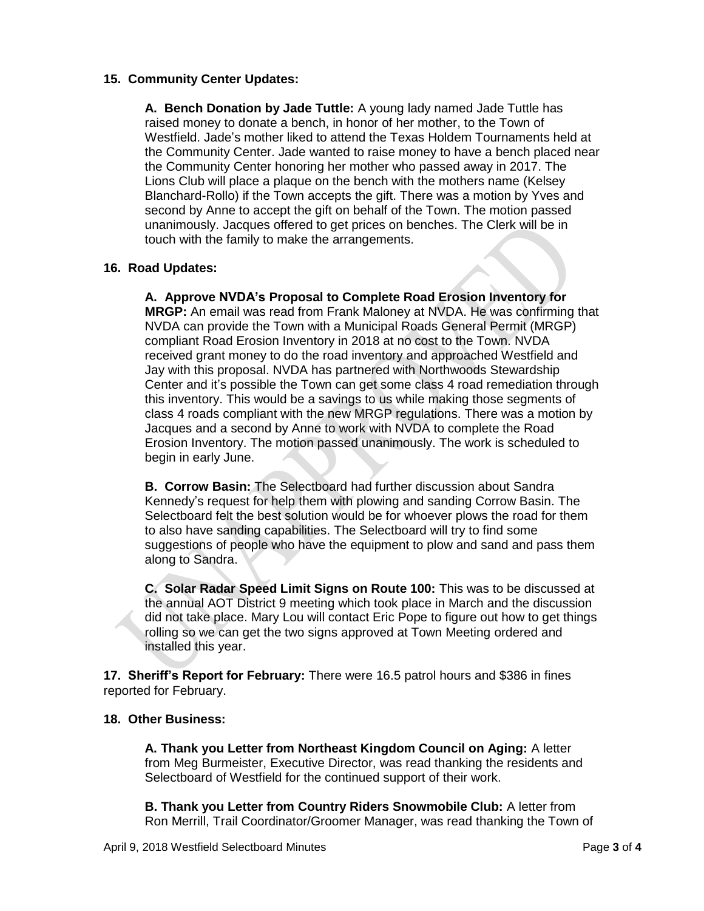**15. Community Center Updates:**

**A. Bench Donation by Jade Tuttle:** A young lady named Jade Tuttle has raised money to donate a bench, in honor of her mother, to the Town of Westfield. Jade's mother liked to attend the Texas Holdem Tournaments held at the Community Center. Jade wanted to raise money to have a bench placed near the Community Center honoring her mother who passed away in 2017. The Lions Club will place a plaque on the bench with the mothers name (Kelsey Blanchard-Rollo) if the Town accepts the gift. There was a motion by Yves and second by Anne to accept the gift on behalf of the Town. The motion passed unanimously. Jacques offered to get prices on benches. The Clerk will be in touch with the family to make the arrangements.

**16. Road Updates:**

**A. Approve NVDA's Proposal to Complete Road Erosion Inventory for MRGP:** An email was read from Frank Maloney at NVDA. He was confirming that NVDA can provide the Town with a Municipal Roads General Permit (MRGP) compliant Road Erosion Inventory in 2018 at no cost to the Town. NVDA received grant money to do the road inventory and approached Westfield and Jay with this proposal. NVDA has partnered with Northwoods Stewardship Center and it's possible the Town can get some class 4 road remediation through this inventory. This would be a savings to us while making those segments of class 4 roads compliant with the new MRGP regulations. There was a motion by Jacques and a second by Anne to work with NVDA to complete the Road Erosion Inventory. The motion passed unanimously. The work is scheduled to begin in early June.

**B. Corrow Basin:** The Selectboard had further discussion about Sandra Kennedy's request for help them with plowing and sanding Corrow Basin. The Selectboard felt the best solution would be for whoever plows the road for them to also have sanding capabilities. The Selectboard will try to find some suggestions of people who have the equipment to plow and sand and pass them along to Sandra.

**C. Solar Radar Speed Limit Signs on Route 100:** This was to be discussed at the annual AOT District 9 meeting which took place in March and the discussion did not take place. Mary Lou will contact Eric Pope to figure out how to get things rolling so we can get the two signs approved at Town Meeting ordered and installed this year.

**17. Sheriff's Report for February:** There were 16.5 patrol hours and $386 in fines reported for February.

**18. Other Business:**

**A. Thank you Letter from Northeast Kingdom Council on Aging:** A letter from Meg Burmeister, Executive Director, was read thanking the residents and Selectboard of Westfield for the continued support of their work.

**B. Thank you Letter from Country Riders Snowmobile Club:** A letter from Ron Merrill, Trail Coordinator/Groomer Manager, was read thanking the Town of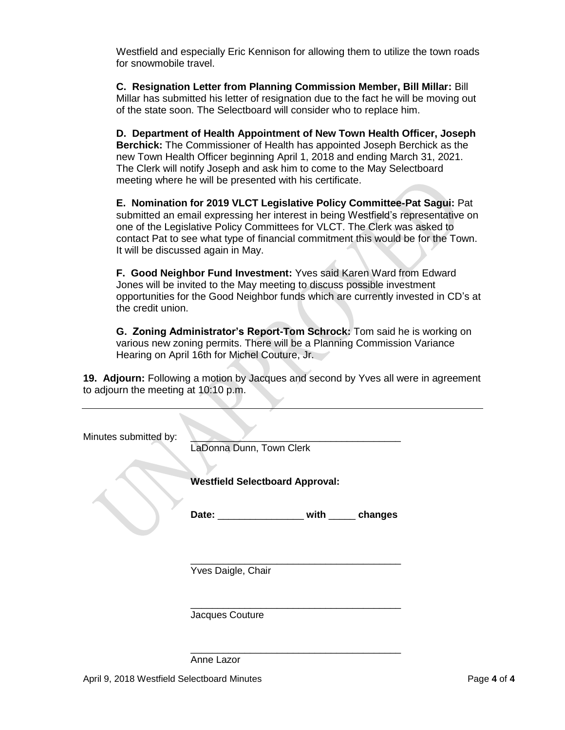Westfield and especially Eric Kennison for allowing them to utilize the town roads for snowmobile travel.

**C. Resignation Letter from Planning Commission Member, Bill Millar:** Bill Millar has submitted his letter of resignation due to the fact he will be moving out of the state soon. The Selectboard will consider who to replace him.

**D. Department of Health Appointment of New Town Health Officer, Joseph Berchick:** The Commissioner of Health has appointed Joseph Berchick as the new Town Health Officer beginning April 1, 2018 and ending March 31, 2021. The Clerk will notify Joseph and ask him to come to the May Selectboard meeting where he will be presented with his certificate.

**E. Nomination for 2019 VLCT Legislative Policy Committee-Pat Sagui:** Pat submitted an email expressing her interest in being Westfield's representative on one of the Legislative Policy Committees for VLCT. The Clerk was asked to contact Pat to see what type of financial commitment this would be for the Town. It will be discussed again in May.

**F. Good Neighbor Fund Investment:** Yves said Karen Ward from Edward Jones will be invited to the May meeting to discuss possible investment opportunities for the Good Neighbor funds which are currently invested in CD's at the credit union.

**G. Zoning Administrator's Report-Tom Schrock:** Tom said he is working on various new zoning permits. There will be a Planning Commission Variance Hearing on April 16th for Michel Couture, Jr.

**19. Adjourn:** Following a motion by Jacques and second by Yves all were in agreement to adjourn the meeting at 10:10 p.m.

---

Minutes submitted by: \_\_\_\_\_\_\_\_\_\_\_\_\_\_\_\_\_\_\_\_\_\_\_\_\_\_\_\_\_\_\_\_\_\_\_\_\_\_\_\_
LaDonna Dunn, Town Clerk

**Westfield Selectboard Approval:**

**Date:** \_\_\_\_\_\_\_\_\_\_\_\_\_\_\_\_ **with** \_\_\_\_\_ **changes**

\_\_\_\_\_\_\_\_\_\_\_\_\_\_\_\_\_\_\_\_\_\_\_\_\_\_\_\_\_\_\_\_\_\_\_\_\_\_\_\_
Yves Daigle, Chair

\_\_\_\_\_\_\_\_\_\_\_\_\_\_\_\_\_\_\_\_\_\_\_\_\_\_\_\_\_\_\_\_\_\_\_\_\_\_\_\_
Jacques Couture

\_\_\_\_\_\_\_\_\_\_\_\_\_\_\_\_\_\_\_\_\_\_\_\_\_\_\_\_\_\_\_\_\_\_\_\_\_\_\_\_
Anne Lazor